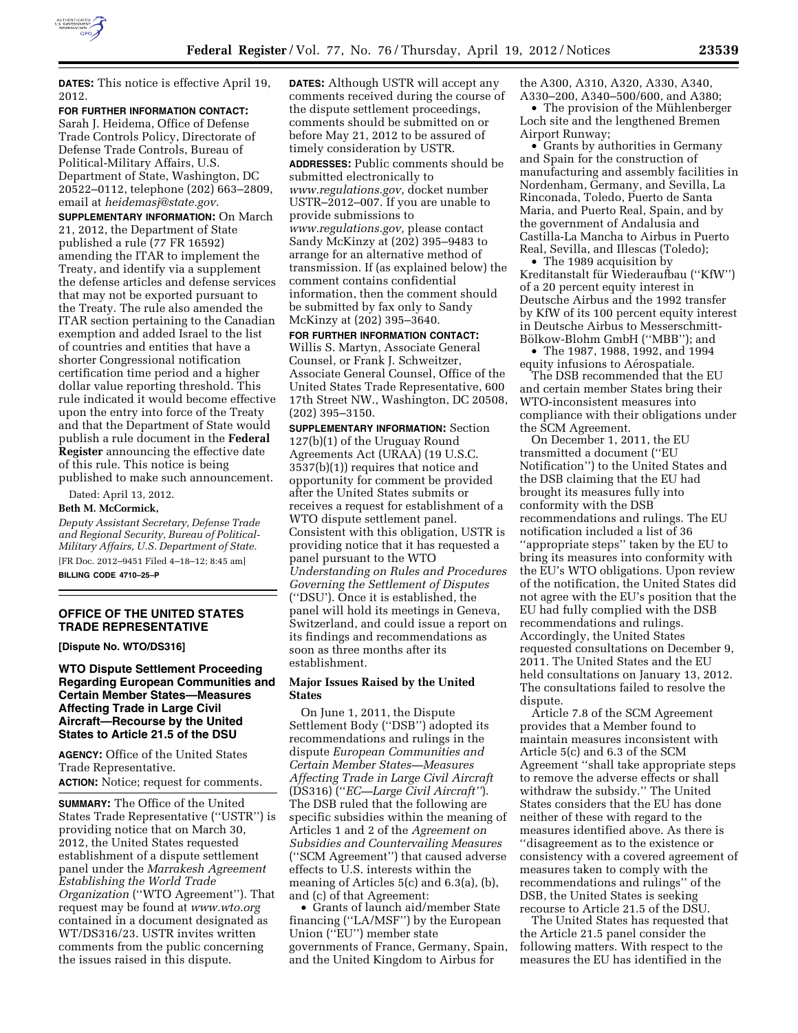**DATES:** This notice is effective April 19, 2012.

**FOR FURTHER INFORMATION CONTACT:** Sarah J. Heidema, Office of Defense Trade Controls Policy, Directorate of Defense Trade Controls, Bureau of Political-Military Affairs, U.S. Department of State, Washington, DC 20522–0112, telephone (202) 663–2809, email at *heidemasj@state.gov*.

**SUPPLEMENTARY INFORMATION:** On March 21, 2012, the Department of State published a rule (77 FR 16592) amending the ITAR to implement the Treaty, and identify via a supplement the defense articles and defense services that may not be exported pursuant to the Treaty. The rule also amended the ITAR section pertaining to the Canadian exemption and added Israel to the list of countries and entities that have a shorter Congressional notification certification time period and a higher dollar value reporting threshold. This rule indicated it would become effective upon the entry into force of the Treaty and that the Department of State would publish a rule document in the **Federal Register** announcing the effective date of this rule. This notice is being published to make such announcement.

Dated: April 13, 2012.

**Beth M. McCormick,**

*Deputy Assistant Secretary, Defense Trade and Regional Security, Bureau of Political-Military Affairs, U.S. Department of State.*

[FR Doc. 2012–9451 Filed 4–18–12; 8:45 am]

**BILLING CODE 4710–25–P**

## OFFICE OF THE UNITED STATES TRADE REPRESENTATIVE

**[Dispute No. WTO/DS316]**

### WTO Dispute Settlement Proceeding Regarding European Communities and Certain Member States—Measures Affecting Trade in Large Civil Aircraft—Recourse by the United States to Article 21.5 of the DSU

**AGENCY:** Office of the United States Trade Representative.

**ACTION:** Notice; request for comments.

**SUMMARY:** The Office of the United States Trade Representative (''USTR'') is providing notice that on March 30, 2012, the United States requested establishment of a dispute settlement panel under the *Marrakesh Agreement Establishing the World Trade Organization* (''WTO Agreement''). That request may be found at *www.wto.org* contained in a document designated as WT/DS316/23. USTR invites written comments from the public concerning the issues raised in this dispute.

**DATES:** Although USTR will accept any comments received during the course of the dispute settlement proceedings, comments should be submitted on or before May 21, 2012 to be assured of timely consideration by USTR.

**ADDRESSES:** Public comments should be submitted electronically to *www.regulations.gov,* docket number USTR–2012–007. If you are unable to provide submissions to *www.regulations.gov,* please contact Sandy McKinzy at (202) 395–9483 to arrange for an alternative method of transmission. If (as explained below) the comment contains confidential information, then the comment should be submitted by fax only to Sandy McKinzy at (202) 395–3640.

**FOR FURTHER INFORMATION CONTACT:** Willis S. Martyn, Associate General Counsel, or Frank J. Schweitzer, Associate General Counsel, Office of the United States Trade Representative, 600 17th Street NW., Washington, DC 20508, (202) 395–3150.

**SUPPLEMENTARY INFORMATION:** Section 127(b)(1) of the Uruguay Round Agreements Act (URAA) (19 U.S.C. 3537(b)(1)) requires that notice and opportunity for comment be provided after the United States submits or receives a request for establishment of a WTO dispute settlement panel. Consistent with this obligation, USTR is providing notice that it has requested a panel pursuant to the WTO *Understanding on Rules and Procedures Governing the Settlement of Disputes* (''DSU''). Once it is established, the panel will hold its meetings in Geneva, Switzerland, and could issue a report on its findings and recommendations as soon as three months after its establishment.

#### Major Issues Raised by the United States

On June 1, 2011, the Dispute Settlement Body (''DSB'') adopted its recommendations and rulings in the dispute *European Communities and Certain Member States—Measures Affecting Trade in Large Civil Aircraft* (DS316) (''*EC—Large Civil Aircraft''*). The DSB ruled that the following are specific subsidies within the meaning of Articles 1 and 2 of the *Agreement on Subsidies and Countervailing Measures* (''SCM Agreement'') that caused adverse effects to U.S. interests within the meaning of Articles 5(c) and 6.3(a), (b), and (c) of that Agreement:

- Grants of launch aid/member State financing (''LA/MSF'') by the European Union (''EU'') member state governments of France, Germany, Spain, and the United Kingdom to Airbus for the A300, A310, A320, A330, A340, A330–200, A340–500/600, and A380;
- The provision of the Mühlenberger Loch site and the lengthened Bremen Airport Runway;
- Grants by authorities in Germany and Spain for the construction of manufacturing and assembly facilities in Nordenham, Germany, and Sevilla, La Rinconada, Toledo, Puerto de Santa Maria, and Puerto Real, Spain, and by the government of Andalusia and Castilla-La Mancha to Airbus in Puerto Real, Sevilla, and Illescas (Toledo);
- The 1989 acquisition by Kreditanstalt für Wiederaufbau (''KfW'') of a 20 percent equity interest in Deutsche Airbus and the 1992 transfer by KfW of its 100 percent equity interest in Deutsche Airbus to Messerschmitt-Bölkow-Blohm GmbH (''MBB''); and
- The 1987, 1988, 1992, and 1994 equity infusions to Aérospatiale.

The DSB recommended that the EU and certain member States bring their WTO-inconsistent measures into compliance with their obligations under the SCM Agreement.

On December 1, 2011, the EU transmitted a document (''EU Notification'') to the United States and the DSB claiming that the EU had brought its measures fully into conformity with the DSB recommendations and rulings. The EU notification included a list of 36 ''appropriate steps'' taken by the EU to bring its measures into conformity with the EU's WTO obligations. Upon review of the notification, the United States did not agree with the EU's position that the EU had fully complied with the DSB recommendations and rulings. Accordingly, the United States requested consultations on December 9, 2011. The United States and the EU held consultations on January 13, 2012. The consultations failed to resolve the dispute.

Article 7.8 of the SCM Agreement provides that a Member found to maintain measures inconsistent with Article 5(c) and 6.3 of the SCM Agreement ''shall take appropriate steps to remove the adverse effects or shall withdraw the subsidy.'' The United States considers that the EU has done neither of these with regard to the measures identified above. As there is ''disagreement as to the existence or consistency with a covered agreement of measures taken to comply with the recommendations and rulings'' of the DSB, the United States is seeking recourse to Article 21.5 of the DSU.

The United States has requested that the Article 21.5 panel consider the following matters. With respect to the measures the EU has identified in the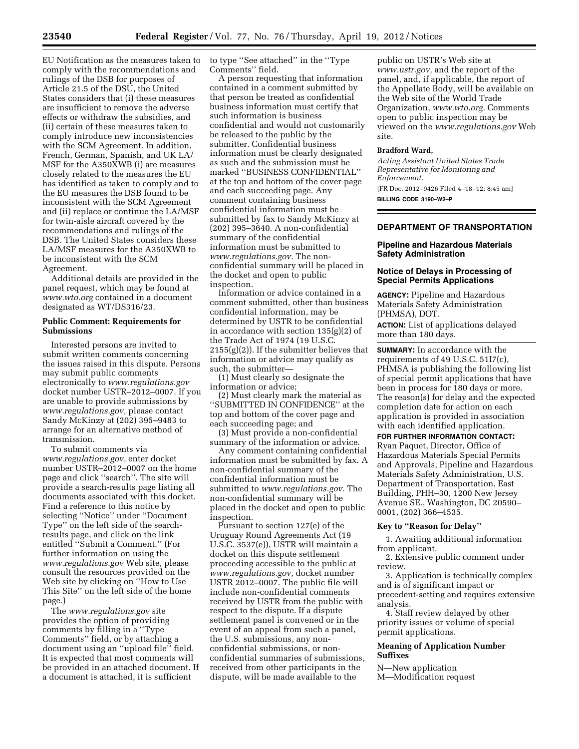EU Notification as the measures taken to comply with the recommendations and rulings of the DSB for purposes of Article 21.5 of the DSU, the United States considers that (i) these measures are insufficient to remove the adverse effects or withdraw the subsidies, and (ii) certain of these measures taken to comply introduce new inconsistencies with the SCM Agreement. In addition, French, German, Spanish, and UK LA/MSF for the A350XWB (i) are measures closely related to the measures the EU has identified as taken to comply and to the EU measures the DSB found to be inconsistent with the SCM Agreement and (ii) replace or continue the LA/MSF for twin-aisle aircraft covered by the recommendations and rulings of the DSB. The United States considers these LA/MSF measures for the A350XWB to be inconsistent with the SCM Agreement.

Additional details are provided in the panel request, which may be found at *www.wto.org* contained in a document designated as WT/DS316/23.

## Public Comment: Requirements for Submissions

Interested persons are invited to submit written comments concerning the issues raised in this dispute. Persons may submit public comments electronically to *www.regulations.gov* docket number USTR–2012–0007. If you are unable to provide submissions by *www.regulations.gov,* please contact Sandy McKinzy at (202) 395–9483 to arrange for an alternative method of transmission.

To submit comments via *www.regulations.gov,* enter docket number USTR–2012–0007 on the home page and click ''search''. The site will provide a search-results page listing all documents associated with this docket. Find a reference to this notice by selecting ''Notice'' under ''Document Type'' on the left side of the search-results page, and click on the link entitled ''Submit a Comment.'' (For further information on using the *www.regulations.gov* Web site, please consult the resources provided on the Web site by clicking on ''How to Use This Site'' on the left side of the home page.)

The *www.regulations.gov* site provides the option of providing comments by filling in a ''Type Comments'' field, or by attaching a document using an ''upload file'' field. It is expected that most comments will be provided in an attached document. If a document is attached, it is sufficient to type ''See attached'' in the ''Type Comments'' field.

A person requesting that information contained in a comment submitted by that person be treated as confidential business information must certify that such information is business confidential and would not customarily be released to the public by the submitter. Confidential business information must be clearly designated as such and the submission must be marked ''BUSINESS CONFIDENTIAL'' at the top and bottom of the cover page and each succeeding page. Any comment containing business confidential information must be submitted by fax to Sandy McKinzy at (202) 395–3640. A non-confidential summary of the confidential information must be submitted to *www.regulations.gov.* The non-confidential summary will be placed in the docket and open to public inspection.

Information or advice contained in a comment submitted, other than business confidential information, may be determined by USTR to be confidential in accordance with section 135(g)(2) of the Trade Act of 1974 (19 U.S.C. 2155(g)(2)). If the submitter believes that information or advice may qualify as such, the submitter—

(1) Must clearly so designate the information or advice;

(2) Must clearly mark the material as ''SUBMITTED IN CONFIDENCE'' at the top and bottom of the cover page and each succeeding page; and

(3) Must provide a non-confidential summary of the information or advice.

Any comment containing confidential information must be submitted by fax. A non-confidential summary of the confidential information must be submitted to *www.regulations.gov.* The non-confidential summary will be placed in the docket and open to public inspection.

Pursuant to section 127(e) of the Uruguay Round Agreements Act (19 U.S.C. 3537(e)), USTR will maintain a docket on this dispute settlement proceeding accessible to the public at *www.regulations.gov,* docket number USTR 2012–0007. The public file will include non-confidential comments received by USTR from the public with respect to the dispute. If a dispute settlement panel is convened or in the event of an appeal from such a panel, the U.S. submissions, any non-confidential submissions, or non-confidential summaries of submissions, received from other participants in the dispute, will be made available to the public on USTR's Web site at *www.ustr.gov,* and the report of the panel, and, if applicable, the report of the Appellate Body, will be available on the Web site of the World Trade Organization, *www.wto.org.* Comments open to public inspection may be viewed on the *www.regulations.gov* Web site.

**Bradford Ward,**

*Acting Assistant United States Trade Representative for Monitoring and Enforcement.*

[FR Doc. 2012–9426 Filed 4–18–12; 8:45 am]

**BILLING CODE 3190–W2–P**

---

# DEPARTMENT OF TRANSPORTATION

## Pipeline and Hazardous Materials Safety Administration

## Notice of Delays in Processing of Special Permits Applications

**AGENCY:** Pipeline and Hazardous Materials Safety Administration (PHMSA), DOT.

**ACTION:** List of applications delayed more than 180 days.

**SUMMARY:** In accordance with the requirements of 49 U.S.C. 51l7(c), PHMSA is publishing the following list of special permit applications that have been in process for 180 days or more. The reason(s) for delay and the expected completion date for action on each application is provided in association with each identified application.

**FOR FURTHER INFORMATION CONTACT:** Ryan Paquet, Director, Office of Hazardous Materials Special Permits and Approvals, Pipeline and Hazardous Materials Safety Administration, U.S. Department of Transportation, East Building, PHH–30, 1200 New Jersey Avenue SE., Washington, DC 20590–0001, (202) 366–4535.

### Key to ''Reason for Delay''

1. Awaiting additional information from applicant.
2. Extensive public comment under review.
3. Application is technically complex and is of significant impact or precedent-setting and requires extensive analysis.
4. Staff review delayed by other priority issues or volume of special permit applications.

### Meaning of Application Number Suffixes

N—New application
M—Modification request